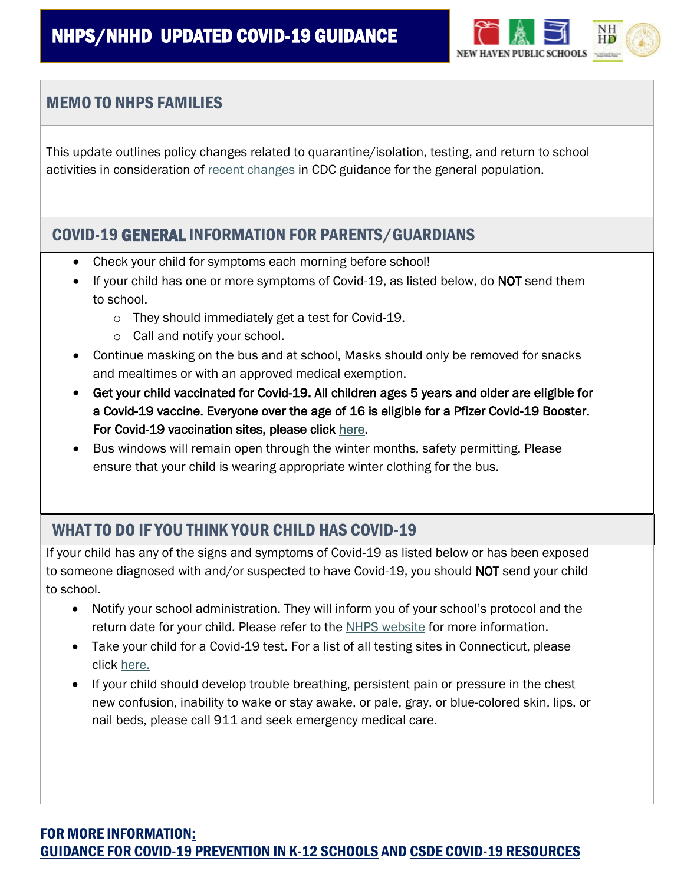# NHPS/NHHD UPDATED COVID-19 GUIDANCE

NEW HAVEN PUBLIC SCHOOLS

## MEMO TO NHPS FAMILIES

This update outlines policy changes related to quarantine/isolation, testing, and return to school activities in consideration of recent changes in CDC guidance for the general population.

## COVID-19 GENERAL INFORMATION FOR PARENTS/GUARDIANS

- Check your child for symptoms each morning before school!
- If your child has one or more symptoms of Covid-19, as listed below, do **NOT** send them to school.
  - They should immediately get a test for Covid-19.
  - Call and notify your school.
- Continue masking on the bus and at school, Masks should only be removed for snacks and mealtimes or with an approved medical exemption.
- **Get your child vaccinated for Covid-19. All children ages 5 years and older are eligible for a Covid-19 vaccine. Everyone over the age of 16 is eligible for a Pfizer Covid-19 Booster. For Covid-19 vaccination sites, please click here.**
- Bus windows will remain open through the winter months, safety permitting. Please ensure that your child is wearing appropriate winter clothing for the bus.

## WHAT TO DO IF YOU THINK YOUR CHILD HAS COVID-19

If your child has any of the signs and symptoms of Covid-19 as listed below or has been exposed to someone diagnosed with and/or suspected to have Covid-19, you should **NOT** send your child to school.

- Notify your school administration. They will inform you of your school's protocol and the return date for your child. Please refer to the NHPS website for more information.
- Take your child for a Covid-19 test. For a list of all testing sites in Connecticut, please click here.
- If your child should develop trouble breathing, persistent pain or pressure in the chest new confusion, inability to wake or stay awake, or pale, gray, or blue-colored skin, lips, or nail beds, please call 911 and seek emergency medical care.

**FOR MORE INFORMATION:**
**GUIDANCE FOR COVID-19 PREVENTION IN K-12 SCHOOLS AND CSDE COVID-19 RESOURCES**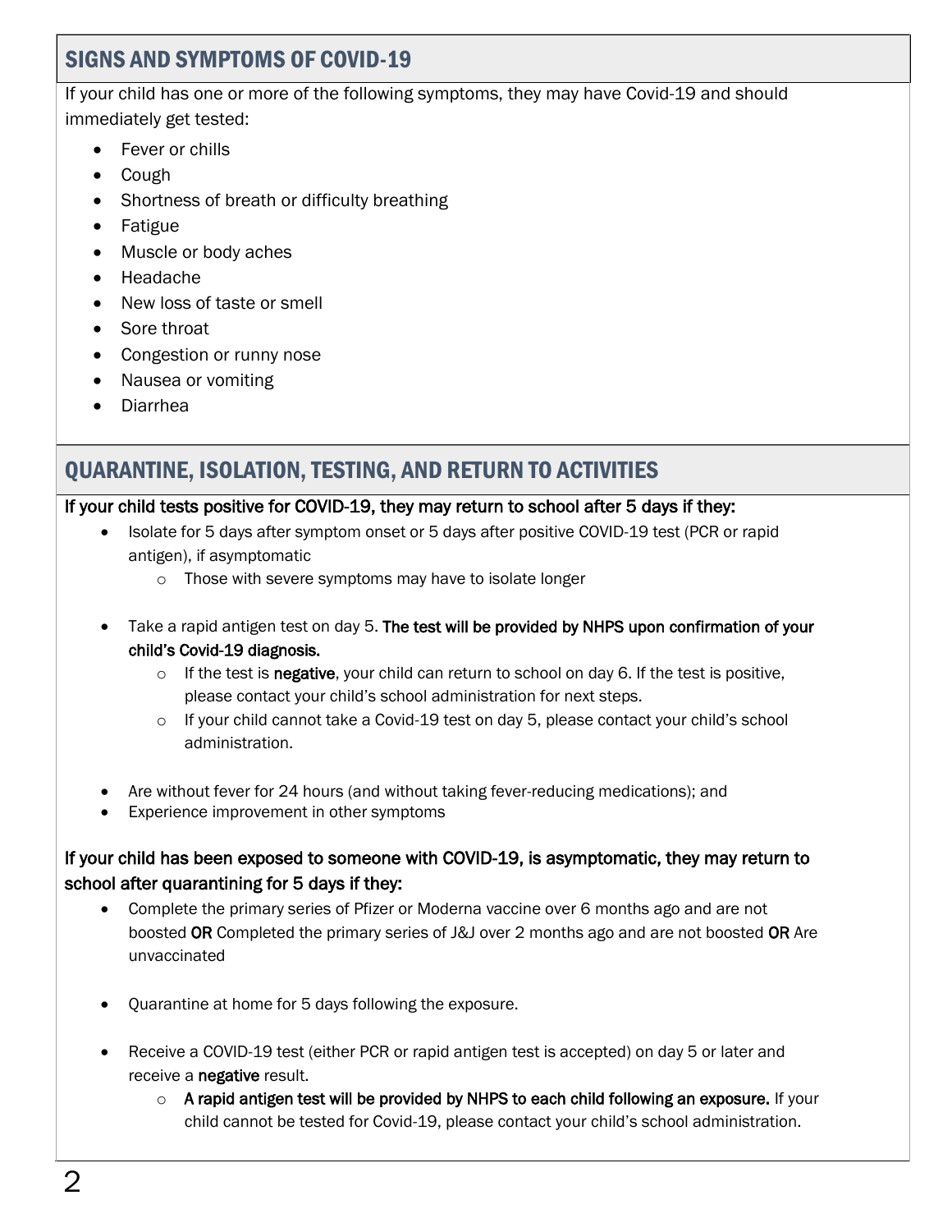## SIGNS AND SYMPTOMS OF COVID-19

If your child has one or more of the following symptoms, they may have Covid-19 and should immediately get tested:

- Fever or chills
- Cough
- Shortness of breath or difficulty breathing
- Fatigue
- Muscle or body aches
- Headache
- New loss of taste or smell
- Sore throat
- Congestion or runny nose
- Nausea or vomiting
- Diarrhea

## QUARANTINE, ISOLATION, TESTING, AND RETURN TO ACTIVITIES

**If your child tests positive for COVID-19, they may return to school after 5 days if they:**

- Isolate for 5 days after symptom onset or 5 days after positive COVID-19 test (PCR or rapid antigen), if asymptomatic
  - Those with severe symptoms may have to isolate longer

- Take a rapid antigen test on day 5. **The test will be provided by NHPS upon confirmation of your child's Covid-19 diagnosis.**
  - If the test is **negative**, your child can return to school on day 6. If the test is positive, please contact your child's school administration for next steps.
  - If your child cannot take a Covid-19 test on day 5, please contact your child's school administration.

- Are without fever for 24 hours (and without taking fever-reducing medications); and
- Experience improvement in other symptoms

**If your child has been exposed to someone with COVID-19, is asymptomatic, they may return to school after quarantining for 5 days if they:**

- Complete the primary series of Pfizer or Moderna vaccine over 6 months ago and are not boosted **OR** Completed the primary series of J&J over 2 months ago and are not boosted **OR** Are unvaccinated

- Quarantine at home for 5 days following the exposure.

- Receive a COVID-19 test (either PCR or rapid antigen test is accepted) on day 5 or later and receive a **negative** result.
  - **A rapid antigen test will be provided by NHPS to each child following an exposure.** If your child cannot be tested for Covid-19, please contact your child's school administration.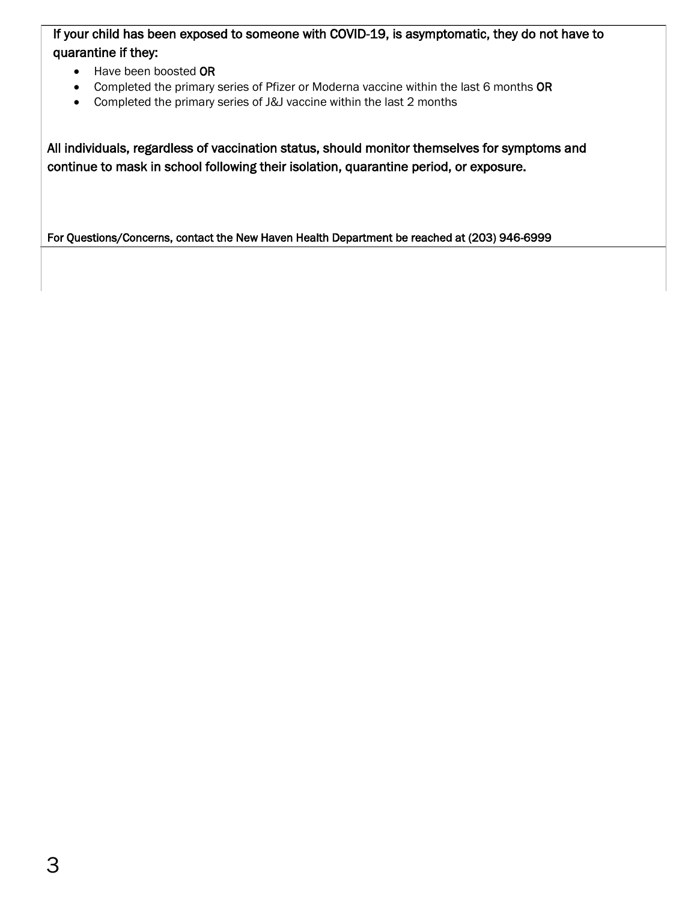**If your child has been exposed to someone with COVID-19, is asymptomatic, they do not have to quarantine if they:**

- Have been boosted **OR**
- Completed the primary series of Pfizer or Moderna vaccine within the last 6 months **OR**
- Completed the primary series of J&J vaccine within the last 2 months

**All individuals, regardless of vaccination status, should monitor themselves for symptoms and continue to mask in school following their isolation, quarantine period, or exposure.**

**For Questions/Concerns, contact the New Haven Health Department be reached at (203) 946-6999**